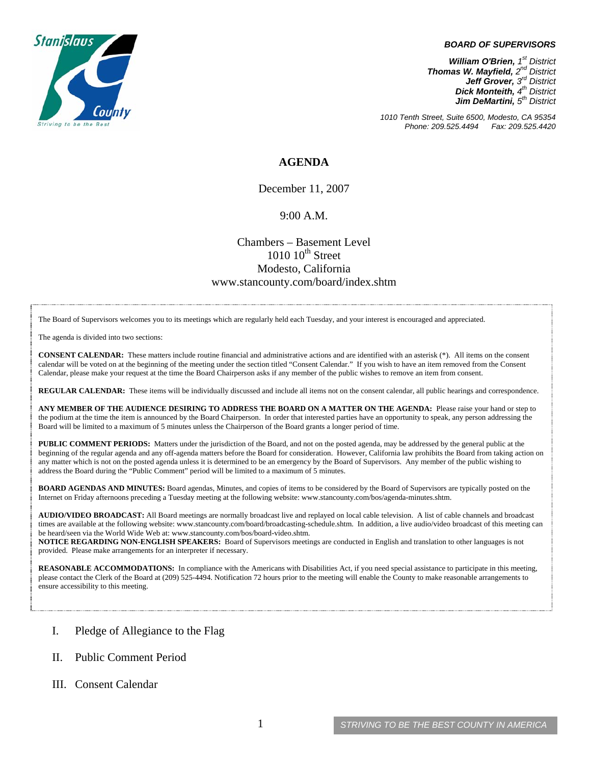**BOARD OF SUPERVISORS**

***William O'Brien**, 1st District*
***Thomas W. Mayfield**, 2nd District*
***Jeff Grover**, 3rd District*
***Dick Monteith**, 4th District*
***Jim DeMartini**, 5th District*

*1010 Tenth Street, Suite 6500, Modesto, CA 95354*
*Phone: 209.525.4494 Fax: 209.525.4420*

# AGENDA

December 11, 2007

9:00 A.M.

Chambers – Basement Level
1010 10th Street
Modesto, California
www.stancounty.com/board/index.shtm

The Board of Supervisors welcomes you to its meetings which are regularly held each Tuesday, and your interest is encouraged and appreciated.

The agenda is divided into two sections:

**CONSENT CALENDAR:** These matters include routine financial and administrative actions and are identified with an asterisk (*). All items on the consent calendar will be voted on at the beginning of the meeting under the section titled "Consent Calendar." If you wish to have an item removed from the Consent Calendar, please make your request at the time the Board Chairperson asks if any member of the public wishes to remove an item from consent.

**REGULAR CALENDAR:** These items will be individually discussed and include all items not on the consent calendar, all public hearings and correspondence.

**ANY MEMBER OF THE AUDIENCE DESIRING TO ADDRESS THE BOARD ON A MATTER ON THE AGENDA:** Please raise your hand or step to the podium at the time the item is announced by the Board Chairperson. In order that interested parties have an opportunity to speak, any person addressing the Board will be limited to a maximum of 5 minutes unless the Chairperson of the Board grants a longer period of time.

**PUBLIC COMMENT PERIODS:** Matters under the jurisdiction of the Board, and not on the posted agenda, may be addressed by the general public at the beginning of the regular agenda and any off-agenda matters before the Board for consideration. However, California law prohibits the Board from taking action on any matter which is not on the posted agenda unless it is determined to be an emergency by the Board of Supervisors. Any member of the public wishing to address the Board during the "Public Comment" period will be limited to a maximum of 5 minutes.

**BOARD AGENDAS AND MINUTES:** Board agendas, Minutes, and copies of items to be considered by the Board of Supervisors are typically posted on the Internet on Friday afternoons preceding a Tuesday meeting at the following website: www.stancounty.com/bos/agenda-minutes.shtm.

**AUDIO/VIDEO BROADCAST:** All Board meetings are normally broadcast live and replayed on local cable television. A list of cable channels and broadcast times are available at the following website: www.stancounty.com/board/broadcasting-schedule.shtm. In addition, a live audio/video broadcast of this meeting can be heard/seen via the World Wide Web at: www.stancounty.com/bos/board-video.shtm.
**NOTICE REGARDING NON-ENGLISH SPEAKERS:** Board of Supervisors meetings are conducted in English and translation to other languages is not provided. Please make arrangements for an interpreter if necessary.

**REASONABLE ACCOMMODATIONS:** In compliance with the Americans with Disabilities Act, if you need special assistance to participate in this meeting, please contact the Clerk of the Board at (209) 525-4494. Notification 72 hours prior to the meeting will enable the County to make reasonable arrangements to ensure accessibility to this meeting.

I. Pledge of Allegiance to the Flag

II. Public Comment Period

III. Consent Calendar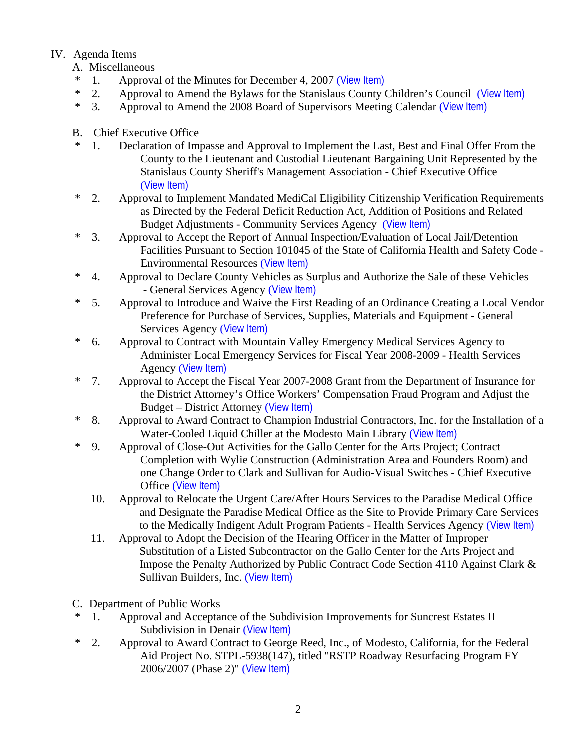IV. Agenda Items

A. Miscellaneous

- \* 1. Approval of the Minutes for December 4, 2007 (View Item)
- \* 2. Approval to Amend the Bylaws for the Stanislaus County Children's Council (View Item)
- \* 3. Approval to Amend the 2008 Board of Supervisors Meeting Calendar (View Item)

B. Chief Executive Office

- \* 1. Declaration of Impasse and Approval to Implement the Last, Best and Final Offer From the County to the Lieutenant and Custodial Lieutenant Bargaining Unit Represented by the Stanislaus County Sheriff's Management Association - Chief Executive Office (View Item)
- \* 2. Approval to Implement Mandated MediCal Eligibility Citizenship Verification Requirements as Directed by the Federal Deficit Reduction Act, Addition of Positions and Related Budget Adjustments - Community Services Agency (View Item)
- \* 3. Approval to Accept the Report of Annual Inspection/Evaluation of Local Jail/Detention Facilities Pursuant to Section 101045 of the State of California Health and Safety Code - Environmental Resources (View Item)
- \* 4. Approval to Declare County Vehicles as Surplus and Authorize the Sale of these Vehicles - General Services Agency (View Item)
- \* 5. Approval to Introduce and Waive the First Reading of an Ordinance Creating a Local Vendor Preference for Purchase of Services, Supplies, Materials and Equipment - General Services Agency (View Item)
- \* 6. Approval to Contract with Mountain Valley Emergency Medical Services Agency to Administer Local Emergency Services for Fiscal Year 2008-2009 - Health Services Agency (View Item)
- \* 7. Approval to Accept the Fiscal Year 2007-2008 Grant from the Department of Insurance for the District Attorney's Office Workers' Compensation Fraud Program and Adjust the Budget – District Attorney (View Item)
- \* 8. Approval to Award Contract to Champion Industrial Contractors, Inc. for the Installation of a Water-Cooled Liquid Chiller at the Modesto Main Library (View Item)
- \* 9. Approval of Close-Out Activities for the Gallo Center for the Arts Project; Contract Completion with Wylie Construction (Administration Area and Founders Room) and one Change Order to Clark and Sullivan for Audio-Visual Switches - Chief Executive Office (View Item)
- 10. Approval to Relocate the Urgent Care/After Hours Services to the Paradise Medical Office and Designate the Paradise Medical Office as the Site to Provide Primary Care Services to the Medically Indigent Adult Program Patients - Health Services Agency (View Item)
- 11. Approval to Adopt the Decision of the Hearing Officer in the Matter of Improper Substitution of a Listed Subcontractor on the Gallo Center for the Arts Project and Impose the Penalty Authorized by Public Contract Code Section 4110 Against Clark & Sullivan Builders, Inc. (View Item)

C. Department of Public Works

- \* 1. Approval and Acceptance of the Subdivision Improvements for Suncrest Estates II Subdivision in Denair (View Item)
- \* 2. Approval to Award Contract to George Reed, Inc., of Modesto, California, for the Federal Aid Project No. STPL-5938(147), titled "RSTP Roadway Resurfacing Program FY 2006/2007 (Phase 2)" (View Item)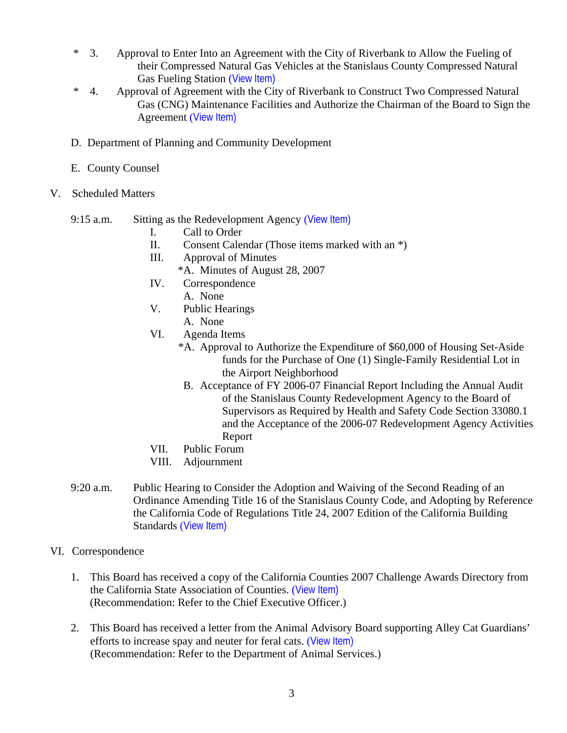\* 3. Approval to Enter Into an Agreement with the City of Riverbank to Allow the Fueling of their Compressed Natural Gas Vehicles at the Stanislaus County Compressed Natural Gas Fueling Station (View Item)

\* 4. Approval of Agreement with the City of Riverbank to Construct Two Compressed Natural Gas (CNG) Maintenance Facilities and Authorize the Chairman of the Board to Sign the Agreement (View Item)

D. Department of Planning and Community Development

E. County Counsel

V. Scheduled Matters

9:15 a.m. Sitting as the Redevelopment Agency (View Item)

- I. Call to Order
- II. Consent Calendar (Those items marked with an *)
- III. Approval of Minutes
  - *A. Minutes of August 28, 2007
- IV. Correspondence
  - A. None
- V. Public Hearings
  - A. None
- VI. Agenda Items
  - *A. Approval to Authorize the Expenditure of $60,000 of Housing Set-Aside funds for the Purchase of One (1) Single-Family Residential Lot in the Airport Neighborhood
  - B. Acceptance of FY 2006-07 Financial Report Including the Annual Audit of the Stanislaus County Redevelopment Agency to the Board of Supervisors as Required by Health and Safety Code Section 33080.1 and the Acceptance of the 2006-07 Redevelopment Agency Activities Report
- VII. Public Forum
- VIII. Adjournment

9:20 a.m. Public Hearing to Consider the Adoption and Waiving of the Second Reading of an Ordinance Amending Title 16 of the Stanislaus County Code, and Adopting by Reference the California Code of Regulations Title 24, 2007 Edition of the California Building Standards (View Item)

VI. Correspondence

1. This Board has received a copy of the California Counties 2007 Challenge Awards Directory from the California State Association of Counties. (View Item)
   (Recommendation: Refer to the Chief Executive Officer.)

2. This Board has received a letter from the Animal Advisory Board supporting Alley Cat Guardians' efforts to increase spay and neuter for feral cats. (View Item)
   (Recommendation: Refer to the Department of Animal Services.)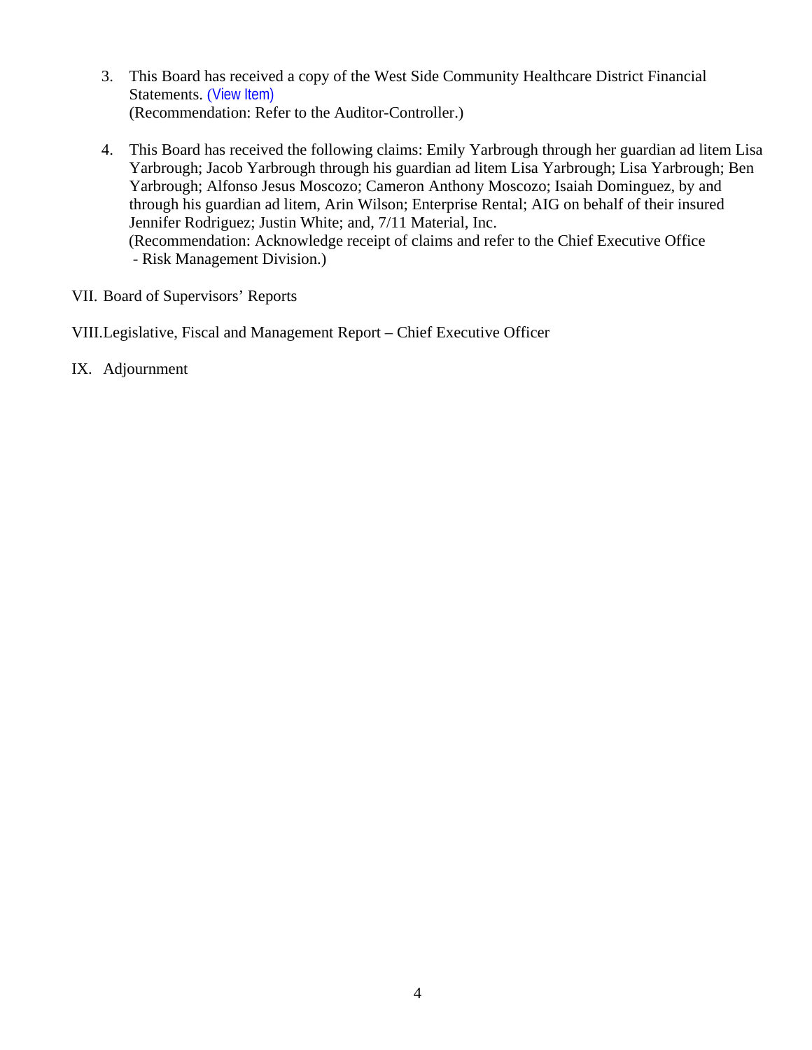3. This Board has received a copy of the West Side Community Healthcare District Financial Statements. (View Item)
   (Recommendation: Refer to the Auditor-Controller.)

4. This Board has received the following claims: Emily Yarbrough through her guardian ad litem Lisa Yarbrough; Jacob Yarbrough through his guardian ad litem Lisa Yarbrough; Lisa Yarbrough; Ben Yarbrough; Alfonso Jesus Moscozo; Cameron Anthony Moscozo; Isaiah Dominguez, by and through his guardian ad litem, Arin Wilson; Enterprise Rental; AIG on behalf of their insured Jennifer Rodriguez; Justin White; and, 7/11 Material, Inc.
   (Recommendation: Acknowledge receipt of claims and refer to the Chief Executive Office - Risk Management Division.)

VII. Board of Supervisors' Reports

VIII. Legislative, Fiscal and Management Report – Chief Executive Officer

IX. Adjournment